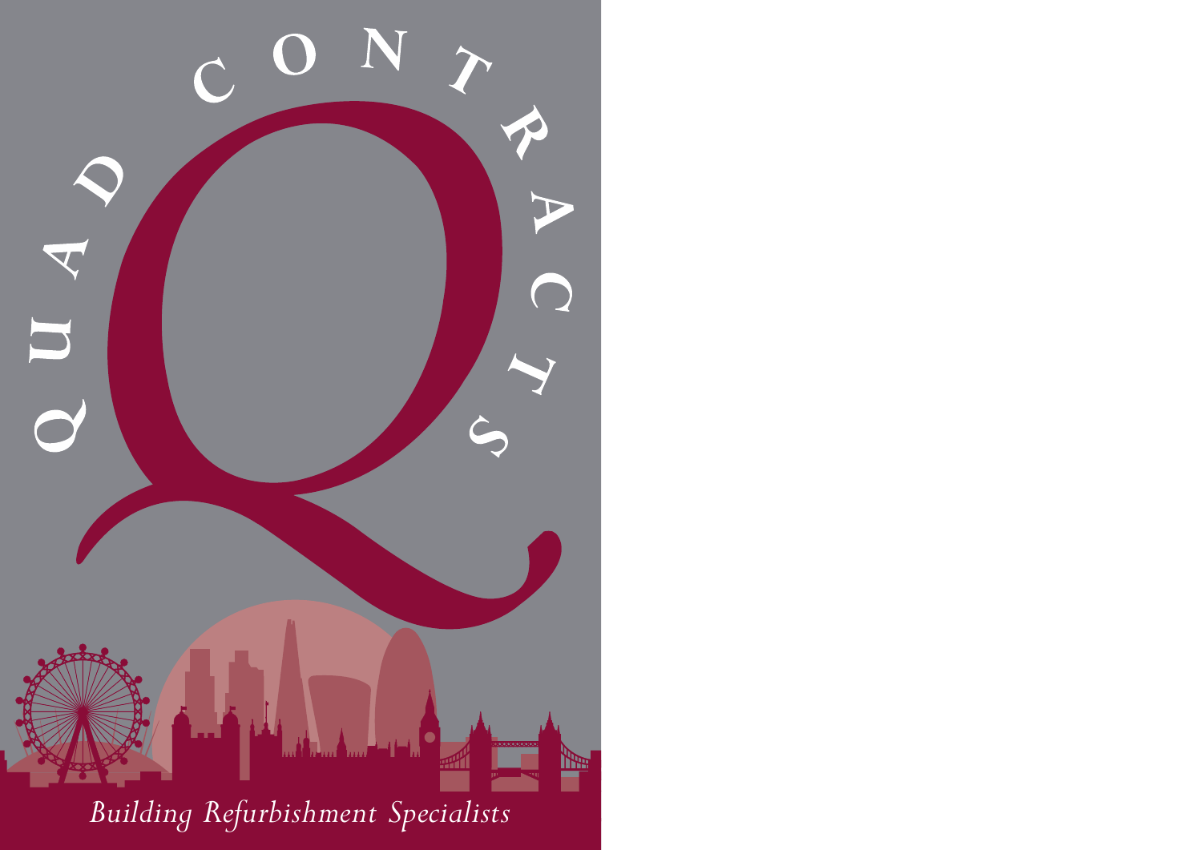# QUAD CONTRACTS

*Building Refurbishment Specialists*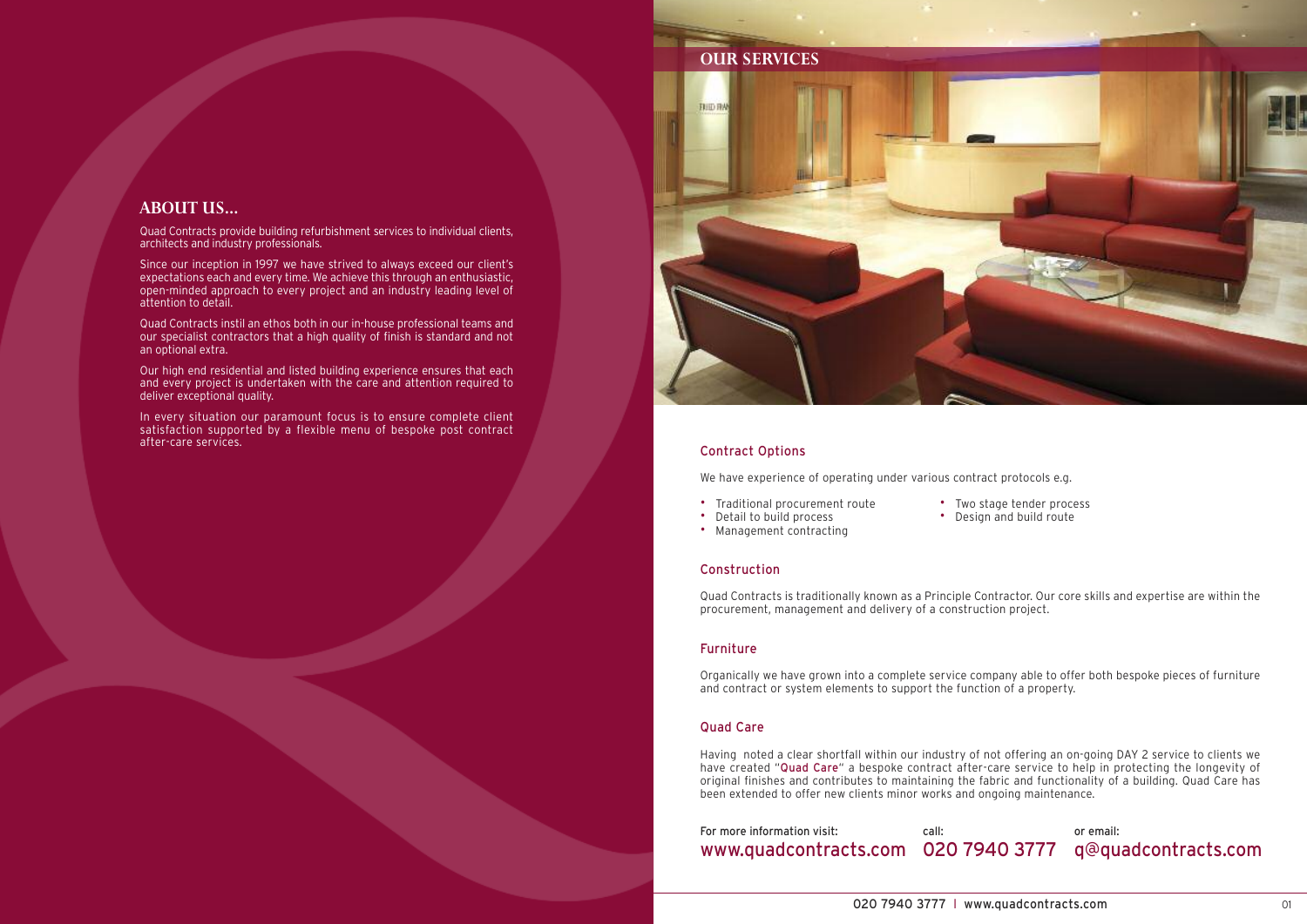## ABOUT US...

Quad Contracts provide building refurbishment services to individual clients, architects and industry professionals.

Since our inception in 1997 we have strived to always exceed our client's expectations each and every time. We achieve this through an enthusiastic, open-minded approach to every project and an industry leading level of attention to detail.

Quad Contracts instil an ethos both in our in-house professional teams and our specialist contractors that a high quality of finish is standard and not an optional extra.

Our high end residential and listed building experience ensures that each and every project is undertaken with the care and attention required to deliver exceptional quality.

In every situation our paramount focus is to ensure complete client satisfaction supported by a flexible menu of bespoke post contract after-care services.

## OUR SERVICES

### Contract Options

We have experience of operating under various contract protocols e.g.

- Traditional procurement route
- Detail to build process
- Management contracting
- Two stage tender process
- Design and build route

### Construction

Quad Contracts is traditionally known as a Principle Contractor. Our core skills and expertise are within the procurement, management and delivery of a construction project.

### Furniture

Organically we have grown into a complete service company able to offer both bespoke pieces of furniture and contract or system elements to support the function of a property.

### Quad Care

Having noted a clear shortfall within our industry of not offering an on-going DAY 2 service to clients we have created "Quad Care" a bespoke contract after-care service to help in protecting the longevity of original finishes and contributes to maintaining the fabric and functionality of a building. Quad Care has been extended to offer new clients minor works and ongoing maintenance.

For more information visit: www.quadcontracts.com call: 020 7940 3777 or email: q@quadcontracts.com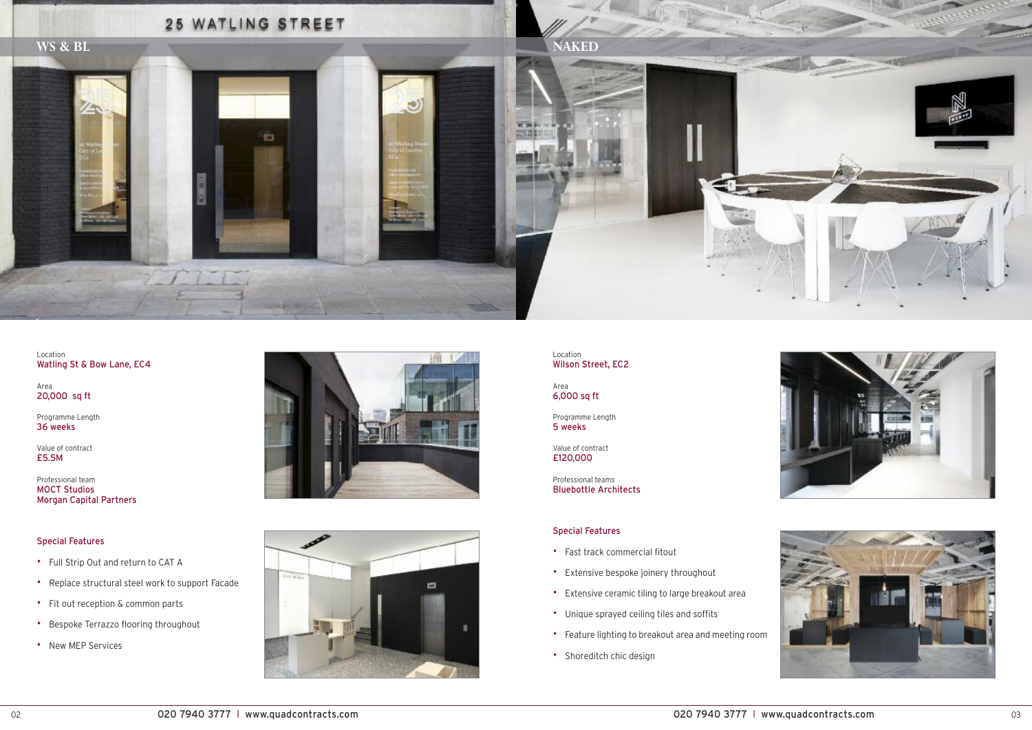## WS & BL

Location
Watling St & Bow Lane, EC4

Area
20,000 sq ft

Programme Length
36 weeks

Value of contract
£5.5M

Professional team
MOCT Studios
Morgan Capital Partners

### Special Features

- Full Strip Out and return to CAT A
- Replace structural steel work to support Facade
- Fit out reception & common parts
- Bespoke Terrazzo flooring throughout
- New MEP Services

## NAKED

Location
Wilson Street, EC2

Area
6,000 sq ft

Programme Length
5 weeks

Value of contract
£120,000

Professional teams
Bluebottle Architects

### Special Features

- Fast track commercial fitout
- Extensive bespoke joinery throughout
- Extensive ceramic tiling to large breakout area
- Unique sprayed ceiling tiles and soffits
- Feature lighting to breakout area and meeting room
- Shoreditch chic design

020 7940 3777 | www.quadcontracts.com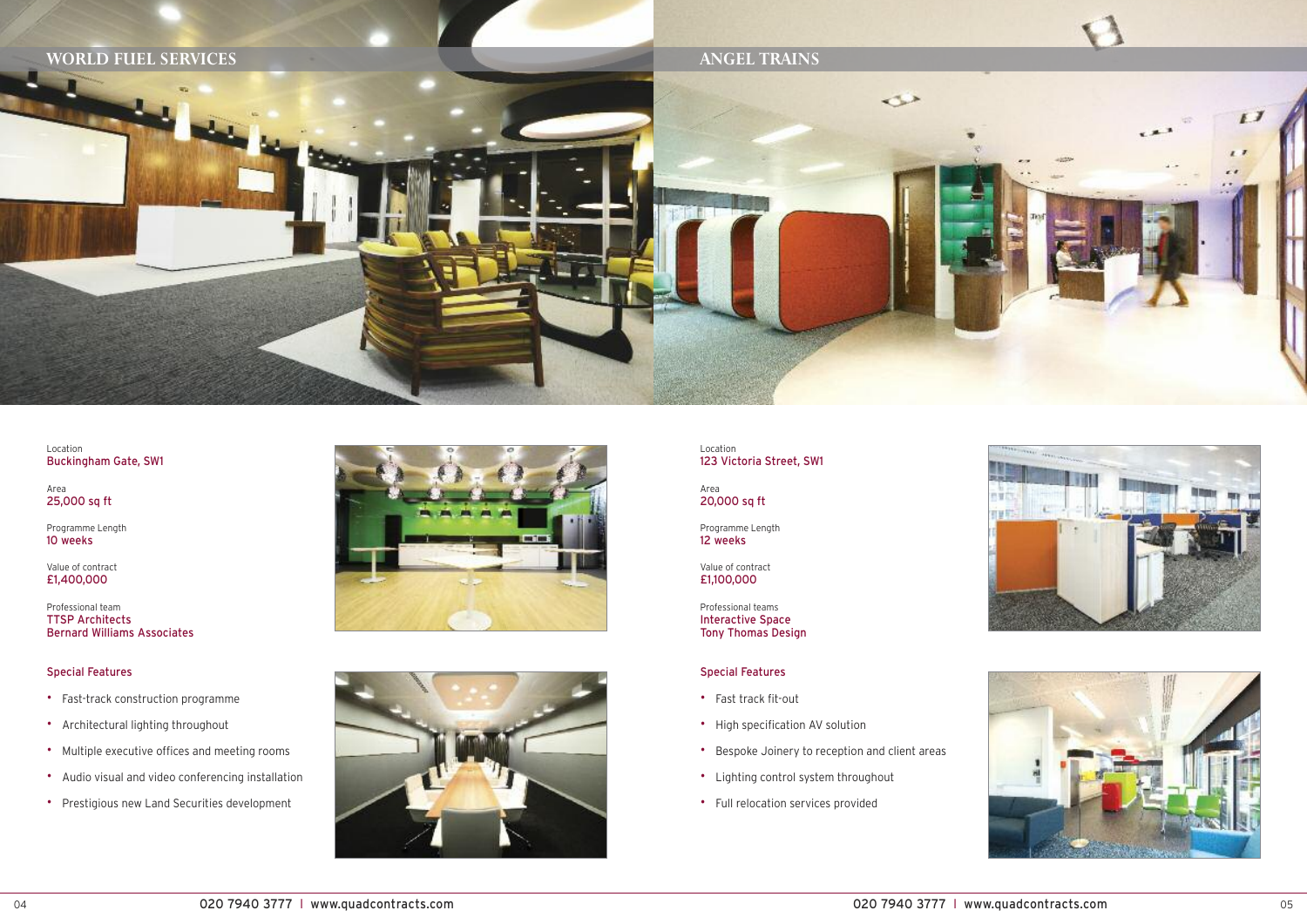## WORLD FUEL SERVICES

Location
Buckingham Gate, SW1

Area
25,000 sq ft

Programme Length
10 weeks

Value of contract
£1,400,000

Professional team
TTSP Architects
Bernard Williams Associates

### Special Features

- Fast-track construction programme
- Architectural lighting throughout
- Multiple executive offices and meeting rooms
- Audio visual and video conferencing installation
- Prestigious new Land Securities development

## ANGEL TRAINS

Location
123 Victoria Street, SW1

Area
20,000 sq ft

Programme Length
12 weeks

Value of contract
£1,100,000

Professional teams
Interactive Space
Tony Thomas Design

### Special Features

- Fast track fit-out
- High specification AV solution
- Bespoke Joinery to reception and client areas
- Lighting control system throughout
- Full relocation services provided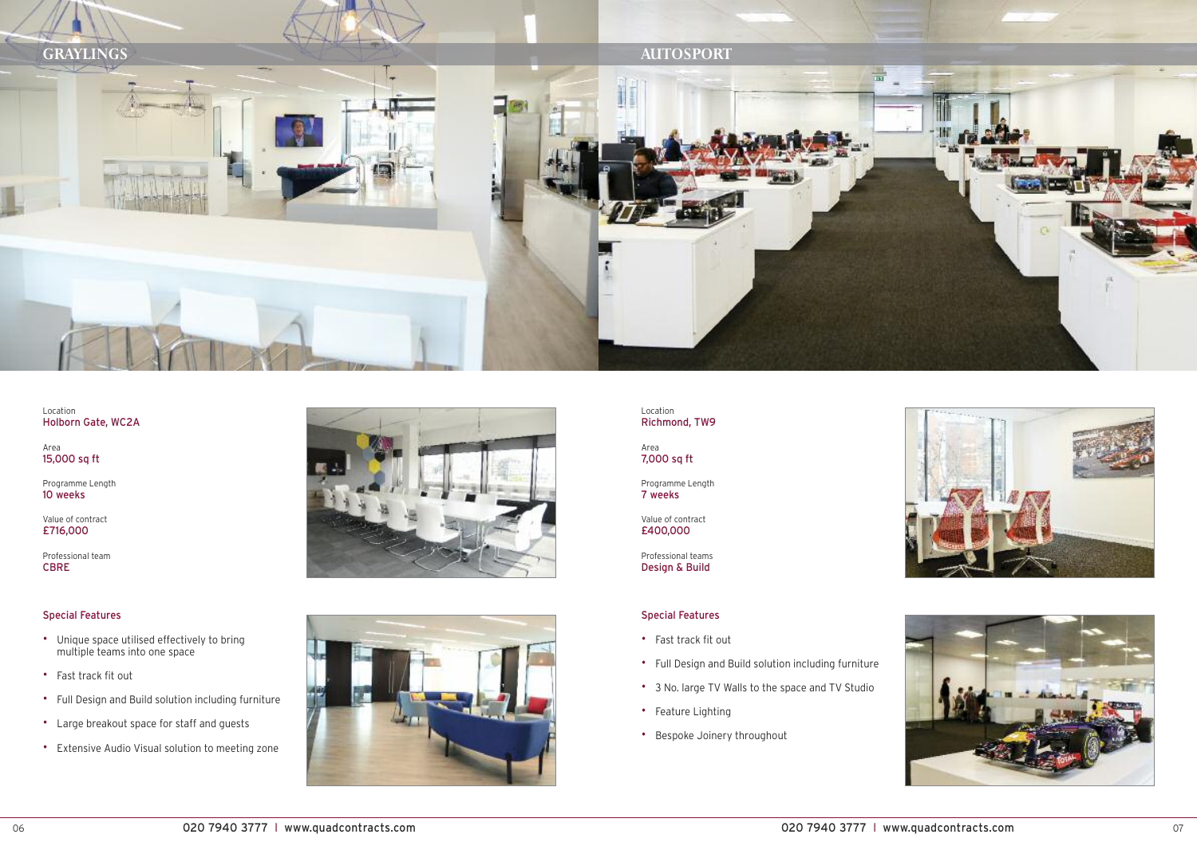## GRAYLINGS

Location
Holborn Gate, WC2A

Area
15,000 sq ft

Programme Length
10 weeks

Value of contract
£716,000

Professional team
CBRE

### Special Features

- Unique space utilised effectively to bring multiple teams into one space
- Fast track fit out
- Full Design and Build solution including furniture
- Large breakout space for staff and guests
- Extensive Audio Visual solution to meeting zone

## AUTOSPORT

Location
Richmond, TW9

Area
7,000 sq ft

Programme Length
7 weeks

Value of contract
£400,000

Professional teams
Design & Build

### Special Features

- Fast track fit out
- Full Design and Build solution including furniture
- 3 No. large TV Walls to the space and TV Studio
- Feature Lighting
- Bespoke Joinery throughout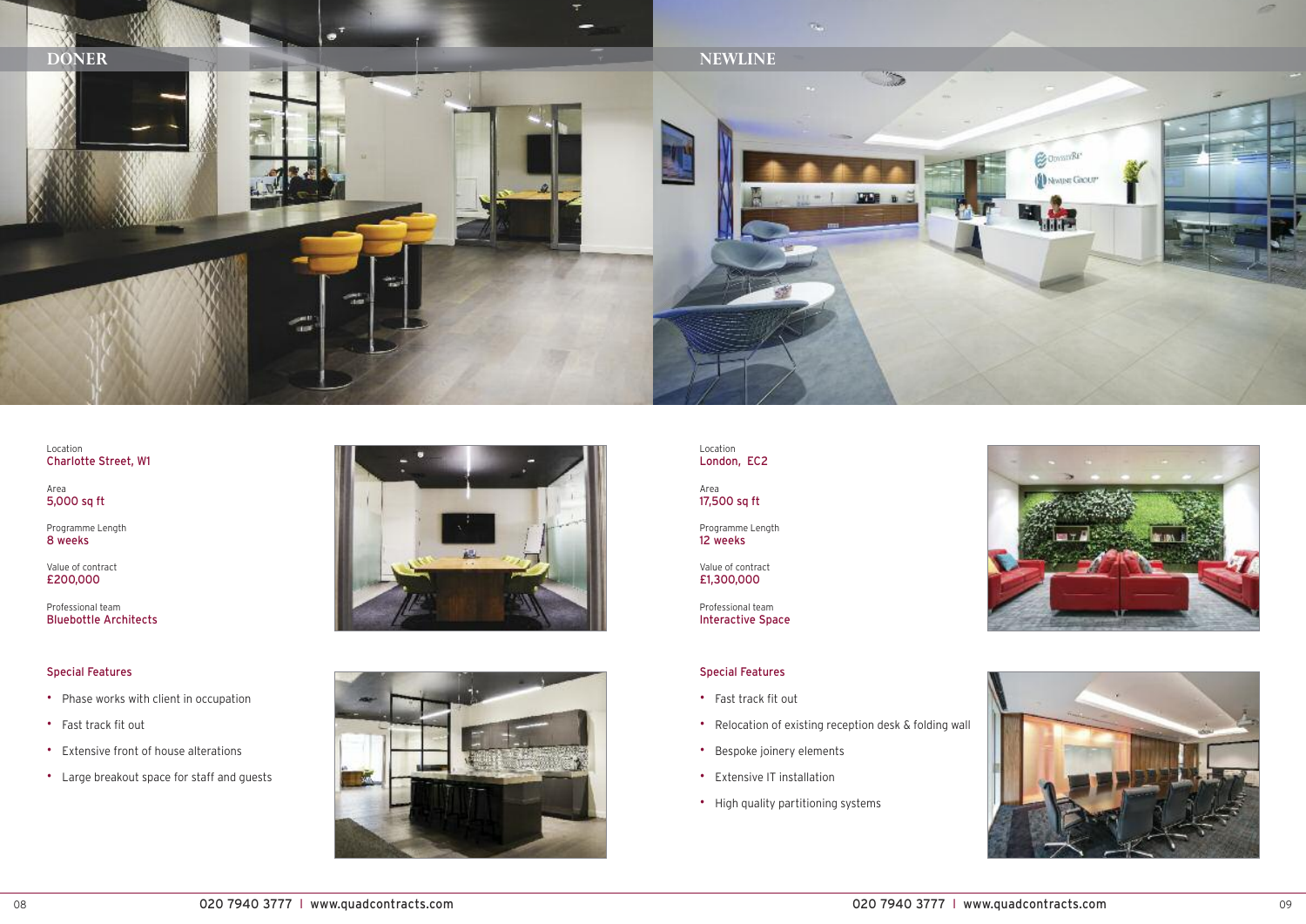## DONER

Location
Charlotte Street, W1

Area
5,000 sq ft

Programme Length
8 weeks

Value of contract
£200,000

Professional team
Bluebottle Architects

### Special Features

- Phase works with client in occupation
- Fast track fit out
- Extensive front of house alterations
- Large breakout space for staff and guests

## NEWLINE

Location
London, EC2

Area
17,500 sq ft

Programme Length
12 weeks

Value of contract
£1,300,000

Professional team
Interactive Space

### Special Features

- Fast track fit out
- Relocation of existing reception desk & folding wall
- Bespoke joinery elements
- Extensive IT installation
- High quality partitioning systems

020 7940 3777 | www.quadcontracts.com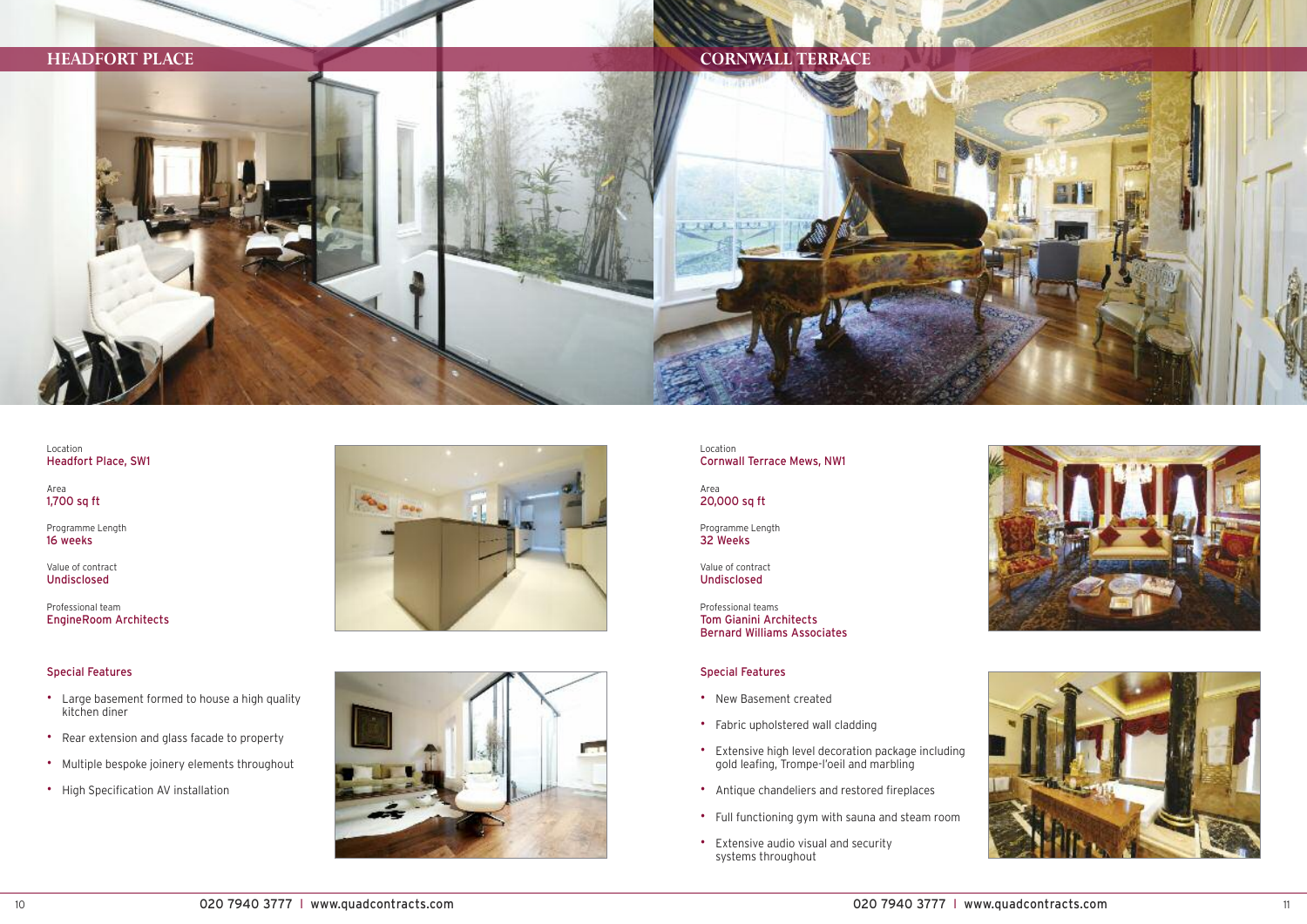## HEADFORT PLACE

Location
Headfort Place, SW1

Area
1,700 sq ft

Programme Length
16 weeks

Value of contract
Undisclosed

Professional team
EngineRoom Architects

### Special Features

- Large basement formed to house a high quality kitchen diner
- Rear extension and glass facade to property
- Multiple bespoke joinery elements throughout
- High Specification AV installation

## CORNWALL TERRACE

Location
Cornwall Terrace Mews, NW1

Area
20,000 sq ft

Programme Length
32 Weeks

Value of contract
Undisclosed

Professional teams
Tom Gianini Architects
Bernard Williams Associates

### Special Features

- New Basement created
- Fabric upholstered wall cladding
- Extensive high level decoration package including gold leafing, Trompe-l'oeil and marbling
- Antique chandeliers and restored fireplaces
- Full functioning gym with sauna and steam room
- Extensive audio visual and security systems throughout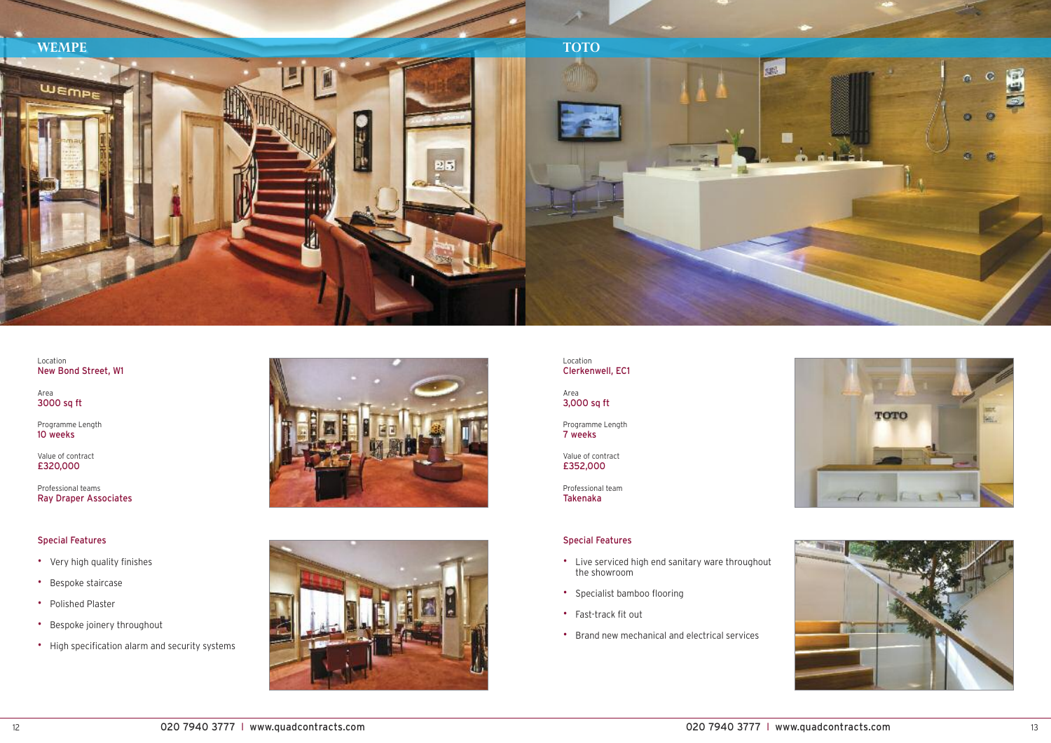## WEMPE

Location
New Bond Street, W1

Area
3000 sq ft

Programme Length
10 weeks

Value of contract
£320,000

Professional teams
Ray Draper Associates

### Special Features

- Very high quality finishes
- Bespoke staircase
- Polished Plaster
- Bespoke joinery throughout
- High specification alarm and security systems

## TOTO

Location
Clerkenwell, EC1

Area
3,000 sq ft

Programme Length
7 weeks

Value of contract
£352,000

Professional team
Takenaka

### Special Features

- Live serviced high end sanitary ware throughout the showroom
- Specialist bamboo flooring
- Fast-track fit out
- Brand new mechanical and electrical services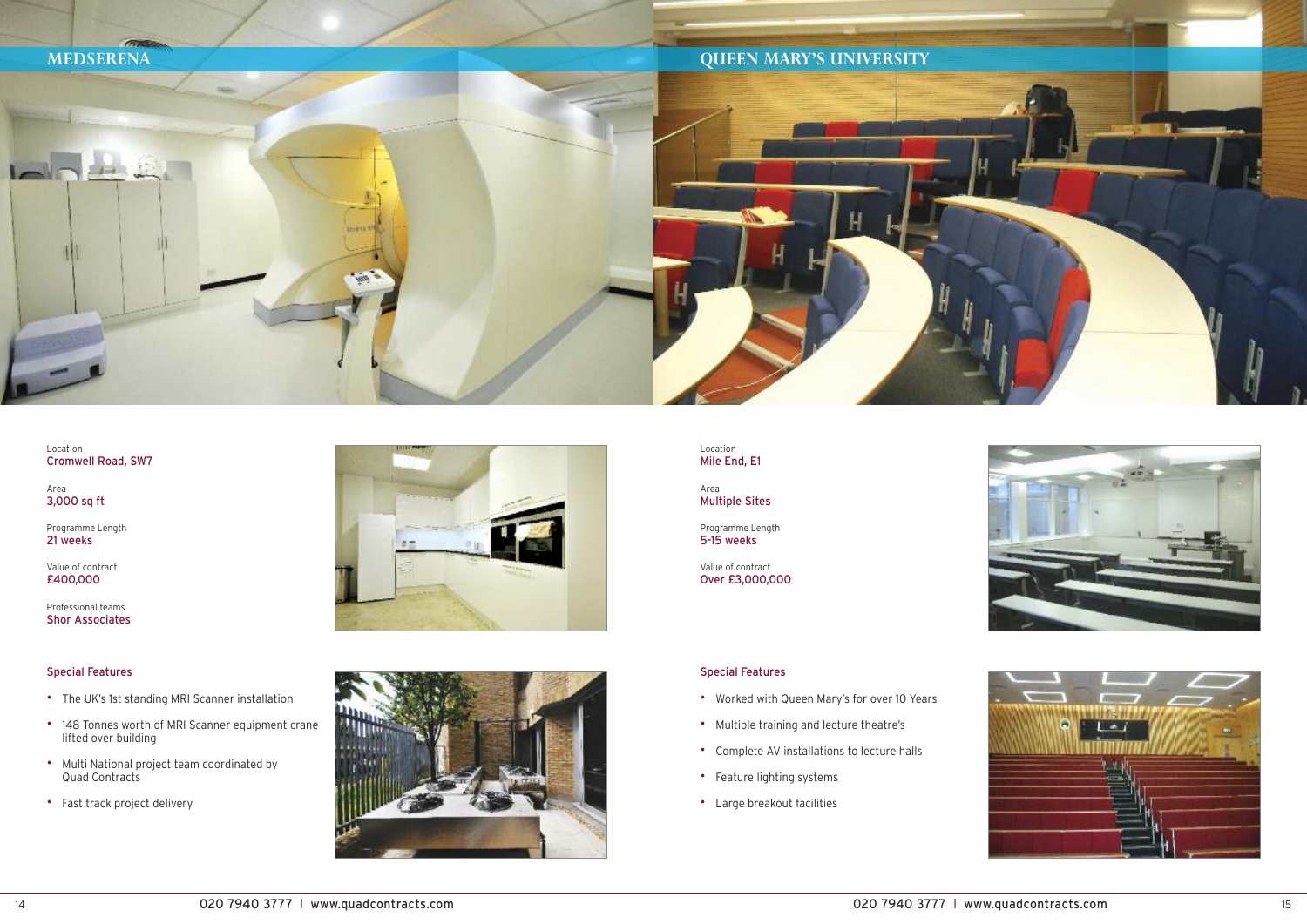## MEDSERENA

Location
Cromwell Road, SW7

Area
3,000 sq ft

Programme Length
21 weeks

Value of contract
£400,000

Professional teams
Shor Associates

### Special Features

- The UK's 1st standing MRI Scanner installation
- 148 Tonnes worth of MRI Scanner equipment crane lifted over building
- Multi National project team coordinated by Quad Contracts
- Fast track project delivery

## QUEEN MARY'S UNIVERSITY

Location
Mile End, E1

Area
Multiple Sites

Programme Length
5-15 weeks

Value of contract
Over £3,000,000

### Special Features

- Worked with Queen Mary's for over 10 Years
- Multiple training and lecture theatre's
- Complete AV installations to lecture halls
- Feature lighting systems
- Large breakout facilities

020 7940 3777 | www.quadcontracts.com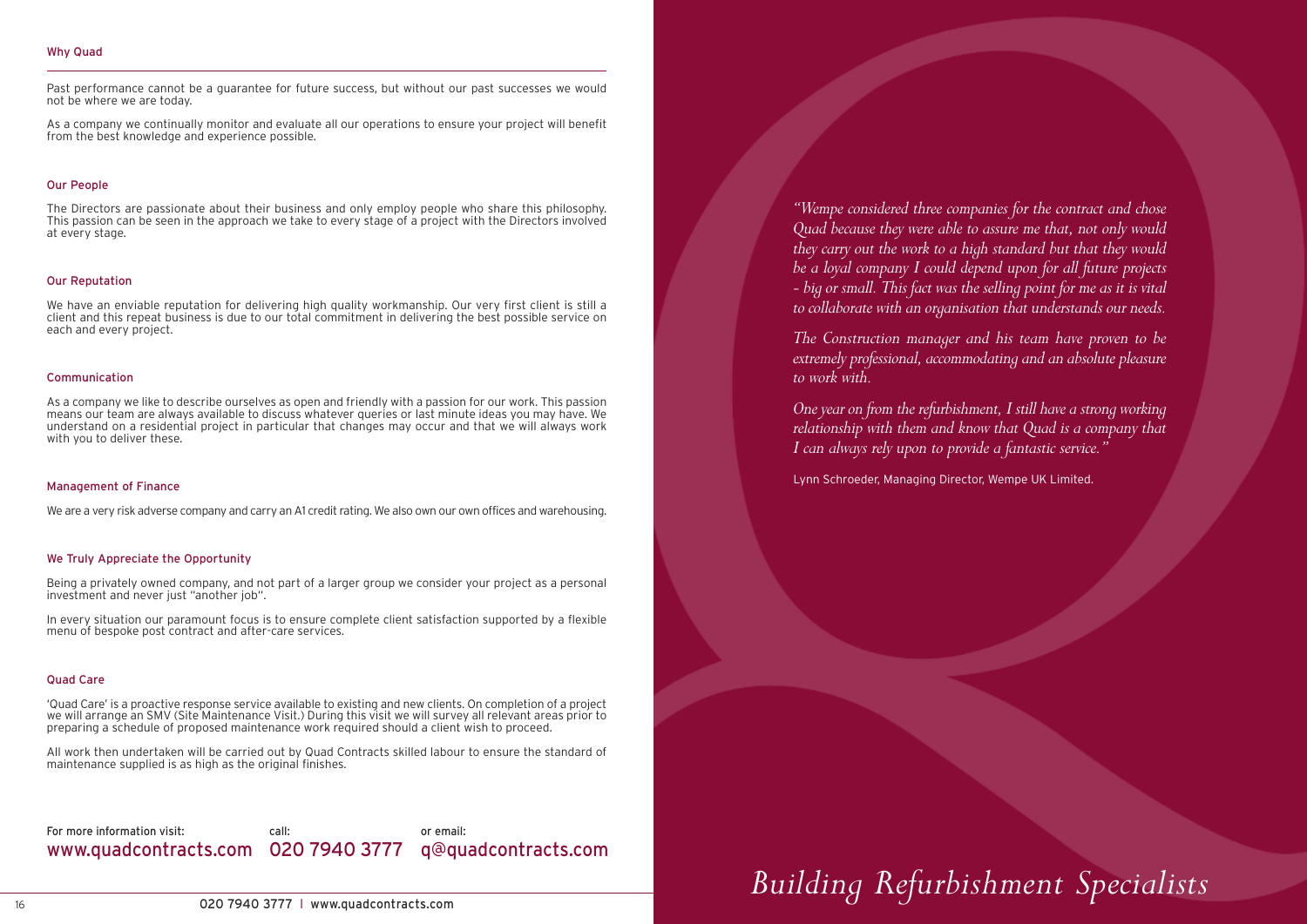## Why Quad

Past performance cannot be a guarantee for future success, but without our past successes we would not be where we are today.

As a company we continually monitor and evaluate all our operations to ensure your project will benefit from the best knowledge and experience possible.

### Our People

The Directors are passionate about their business and only employ people who share this philosophy. This passion can be seen in the approach we take to every stage of a project with the Directors involved at every stage.

### Our Reputation

We have an enviable reputation for delivering high quality workmanship. Our very first client is still a client and this repeat business is due to our total commitment in delivering the best possible service on each and every project.

### Communication

As a company we like to describe ourselves as open and friendly with a passion for our work. This passion means our team are always available to discuss whatever queries or last minute ideas you may have. We understand on a residential project in particular that changes may occur and that we will always work with you to deliver these.

### Management of Finance

We are a very risk adverse company and carry an A1 credit rating. We also own our own offices and warehousing.

### We Truly Appreciate the Opportunity

Being a privately owned company, and not part of a larger group we consider your project as a personal investment and never just "another job".

In every situation our paramount focus is to ensure complete client satisfaction supported by a flexible menu of bespoke post contract and after-care services.

### Quad Care

'Quad Care' is a proactive response service available to existing and new clients. On completion of a project we will arrange an SMV (Site Maintenance Visit.) During this visit we will survey all relevant areas prior to preparing a schedule of proposed maintenance work required should a client wish to proceed.

All work then undertaken will be carried out by Quad Contracts skilled labour to ensure the standard of maintenance supplied is as high as the original finishes.

For more information visit: **www.quadcontracts.com** call: **020 7940 3777** or email: **q@quadcontracts.com**

*"Wempe considered three companies for the contract and chose Quad because they were able to assure me that, not only would they carry out the work to a high standard but that they would be a loyal company I could depend upon for all future projects - big or small. This fact was the selling point for me as it is vital to collaborate with an organisation that understands our needs.*

*The Construction manager and his team have proven to be extremely professional, accommodating and an absolute pleasure to work with.*

*One year on from the refurbishment, I still have a strong working relationship with them and know that Quad is a company that I can always rely upon to provide a fantastic service."*

Lynn Schroeder, Managing Director, Wempe UK Limited.

*Building Refurbishment Specialists*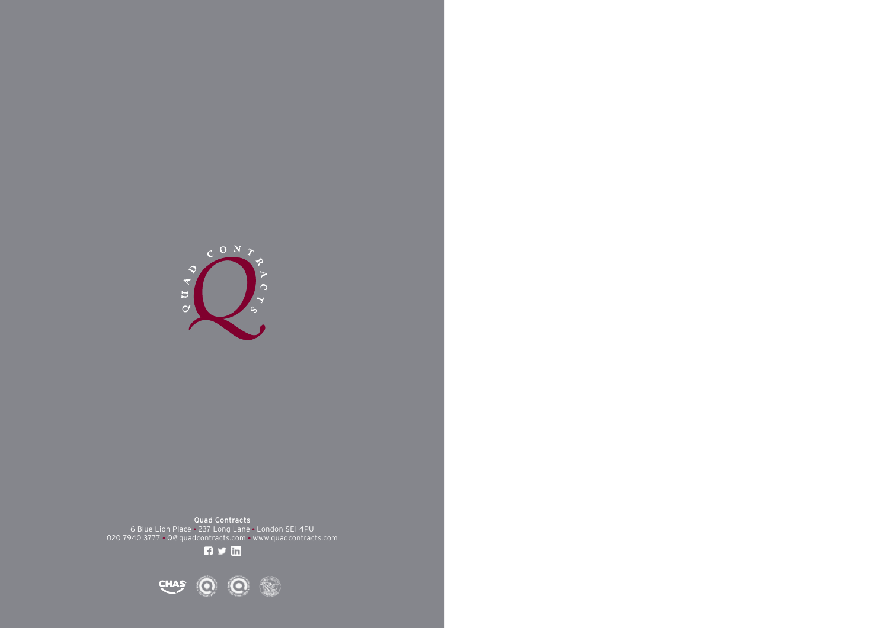QUAD CONTRACTS

**Quad Contracts**
6 Blue Lion Place • 237 Long Lane • London SE1 4PU
020 7940 3777 • Q@quadcontracts.com • www.quadcontracts.com

CHAS